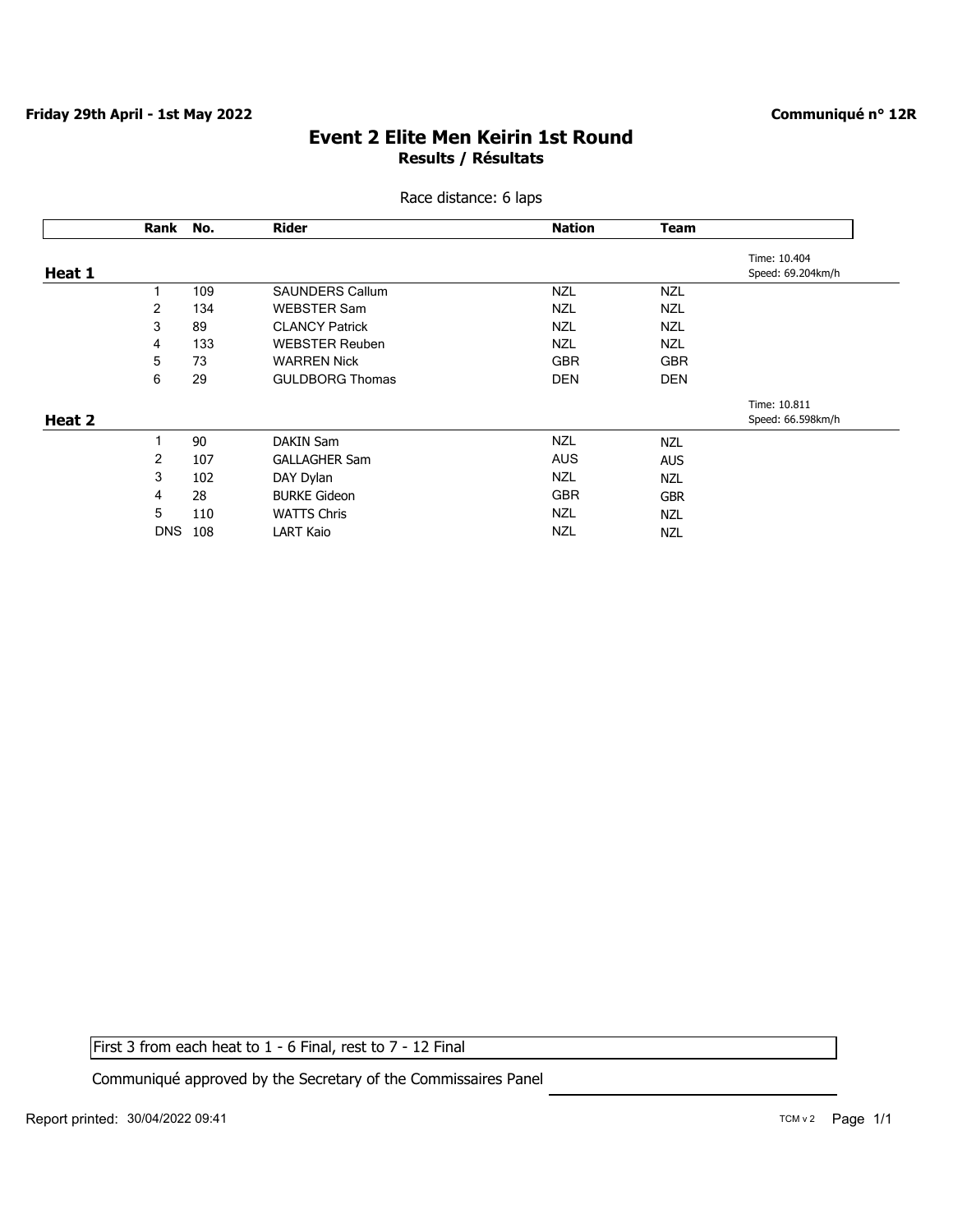**Friday 29th April - 1st May 2022**

**Communiqué n° 12R**

# Event 2 Elite Men Keirin 1st Round

## Results / Résultats

Race distance: 6 laps

### Heat 1

Time: 10.404
Speed: 69.204km/h

| Rank | No. | Rider | Nation | Team |
|---|---|---|---|---|
| 1 | 109 | SAUNDERS Callum | NZL | NZL |
| 2 | 134 | WEBSTER Sam | NZL | NZL |
| 3 | 89 | CLANCY Patrick | NZL | NZL |
| 4 | 133 | WEBSTER Reuben | NZL | NZL |
| 5 | 73 | WARREN Nick | GBR | GBR |
| 6 | 29 | GULDBORG Thomas | DEN | DEN |

### Heat 2

Time: 10.811
Speed: 66.598km/h

| Rank | No. | Rider | Nation | Team |
|---|---|---|---|---|
| 1 | 90 | DAKIN Sam | NZL | NZL |
| 2 | 107 | GALLAGHER Sam | AUS | AUS |
| 3 | 102 | DAY Dylan | NZL | NZL |
| 4 | 28 | BURKE Gideon | GBR | GBR |
| 5 | 110 | WATTS Chris | NZL | NZL |
| DNS | 108 | LART Kaio | NZL | NZL |

First 3 from each heat to 1 - 6 Final, rest to 7 - 12 Final

Communiqué approved by the Secretary of the Commissaires Panel

Report printed: 30/04/2022 09:41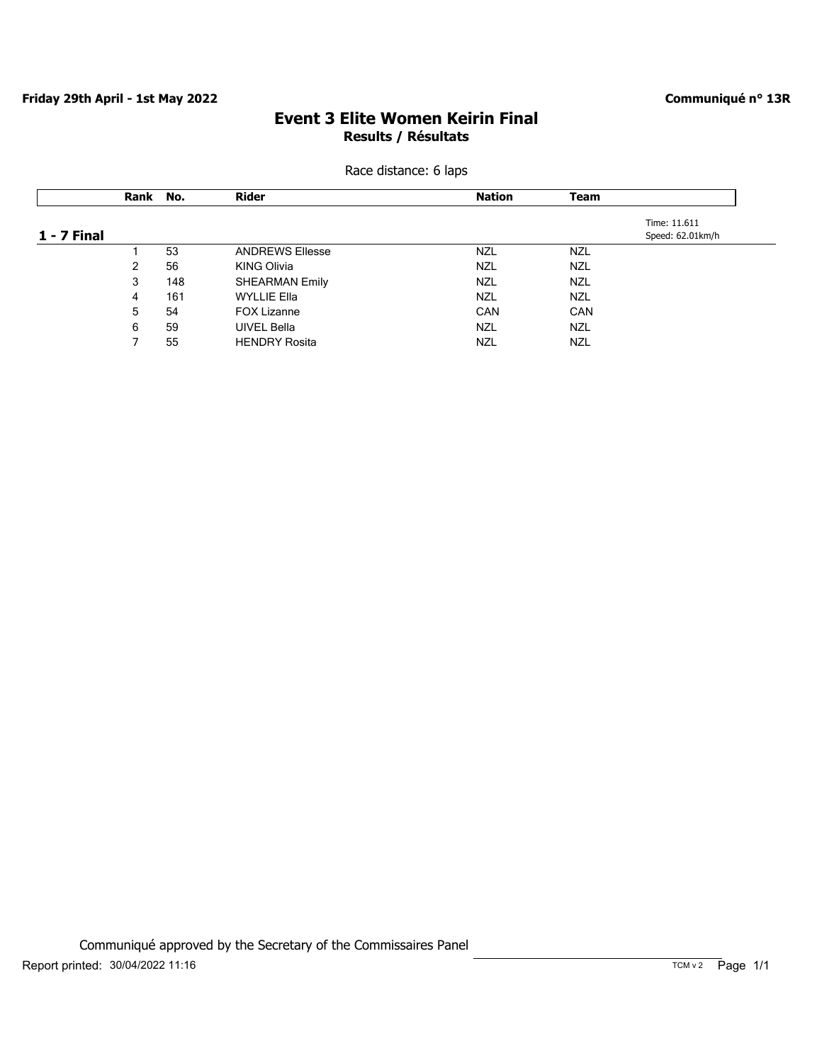**Friday 29th April - 1st May 2022**

**Communiqué n° 13R**

# Event 3 Elite Women Keirin Final

**Results / Résultats**

Race distance: 6 laps

| Rank | No. | Rider | Nation | Team | |
|---|---|---|---|---|---|
| **1 - 7 Final** | | | | | Time: 11.611<br>Speed: 62.01km/h |
| 1 | 53 | ANDREWS Ellesse | NZL | NZL | |
| 2 | 56 | KING Olivia | NZL | NZL | |
| 3 | 148 | SHEARMAN Emily | NZL | NZL | |
| 4 | 161 | WYLLIE Ella | NZL | NZL | |
| 5 | 54 | FOX Lizanne | CAN | CAN | |
| 6 | 59 | UIVEL Bella | NZL | NZL | |
| 7 | 55 | HENDRY Rosita | NZL | NZL | |

Communiqué approved by the Secretary of the Commissaires Panel

Report printed: 30/04/2022 11:16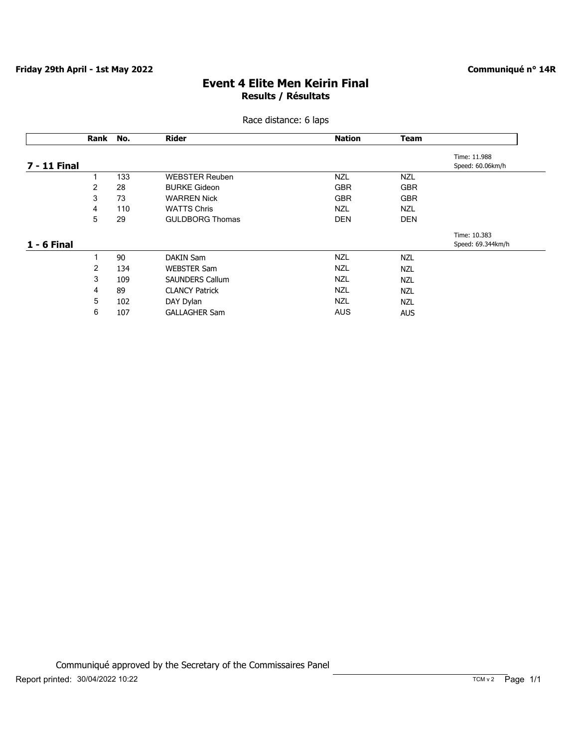**Friday 29th April - 1st May 2022**

**Communiqué n° 14R**

# Event 4 Elite Men Keirin Final

## Results / Résultats

Race distance: 6 laps

| Rank | No. | Rider | Nation | Team | |
|---|---|---|---|---|---|
| **7 - 11 Final** | | | | | Time: 11.988<br>Speed: 60.06km/h |
| 1 | 133 | WEBSTER Reuben | NZL | NZL | |
| 2 | 28 | BURKE Gideon | GBR | GBR | |
| 3 | 73 | WARREN Nick | GBR | GBR | |
| 4 | 110 | WATTS Chris | NZL | NZL | |
| 5 | 29 | GULDBORG Thomas | DEN | DEN | |
| **1 - 6 Final** | | | | | Time: 10.383<br>Speed: 69.344km/h |
| 1 | 90 | DAKIN Sam | NZL | NZL | |
| 2 | 134 | WEBSTER Sam | NZL | NZL | |
| 3 | 109 | SAUNDERS Callum | NZL | NZL | |
| 4 | 89 | CLANCY Patrick | NZL | NZL | |
| 5 | 102 | DAY Dylan | NZL | NZL | |
| 6 | 107 | GALLAGHER Sam | AUS | AUS | |

Communiqué approved by the Secretary of the Commissaires Panel

Report printed: 30/04/2022 10:22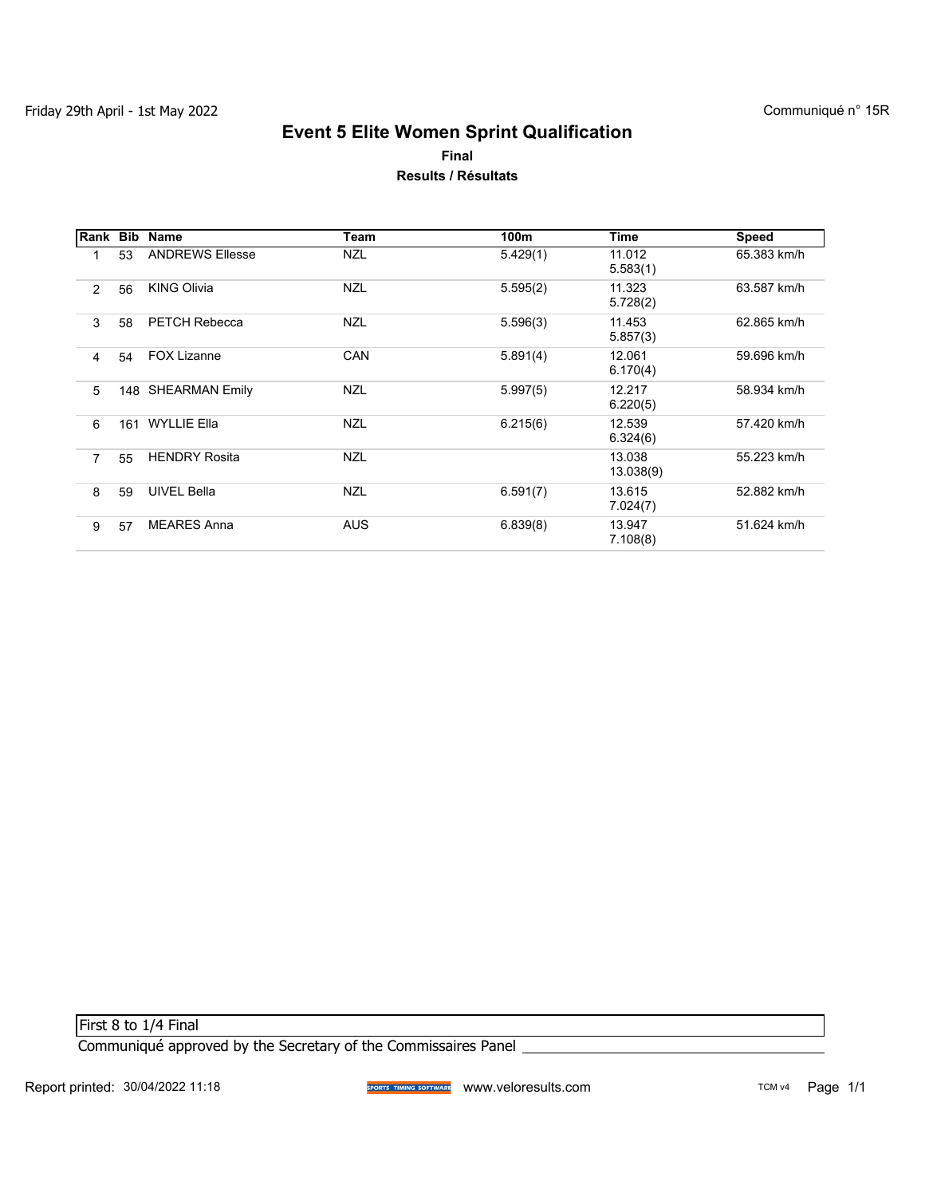Friday 29th April - 1st May 2022

Communiqué n° 15R

# Event 5 Elite Women Sprint Qualification

**Final**

**Results / Résultats**

| Rank | Bib | Name | Team | 100m | Time | Speed |
|---|---|---|---|---|---|---|
| 1 | 53 | ANDREWS Ellesse | NZL | 5.429(1) | 11.012 5.583(1) | 65.383 km/h |
| 2 | 56 | KING Olivia | NZL | 5.595(2) | 11.323 5.728(2) | 63.587 km/h |
| 3 | 58 | PETCH Rebecca | NZL | 5.596(3) | 11.453 5.857(3) | 62.865 km/h |
| 4 | 54 | FOX Lizanne | CAN | 5.891(4) | 12.061 6.170(4) | 59.696 km/h |
| 5 | 148 | SHEARMAN Emily | NZL | 5.997(5) | 12.217 6.220(5) | 58.934 km/h |
| 6 | 161 | WYLLIE Ella | NZL | 6.215(6) | 12.539 6.324(6) | 57.420 km/h |
| 7 | 55 | HENDRY Rosita | NZL | | 13.038 13.038(9) | 55.223 km/h |
| 8 | 59 | UIVEL Bella | NZL | 6.591(7) | 13.615 7.024(7) | 52.882 km/h |
| 9 | 57 | MEARES Anna | AUS | 6.839(8) | 13.947 7.108(8) | 51.624 km/h |

First 8 to 1/4 Final

Communiqué approved by the Secretary of the Commissaires Panel \_\_\_\_\_\_\_\_\_\_\_\_\_\_\_\_\_\_\_\_\_\_\_\_\_\_\_\_\_\_

Report printed: 30/04/2022 11:18 www.veloresults.com TCM v4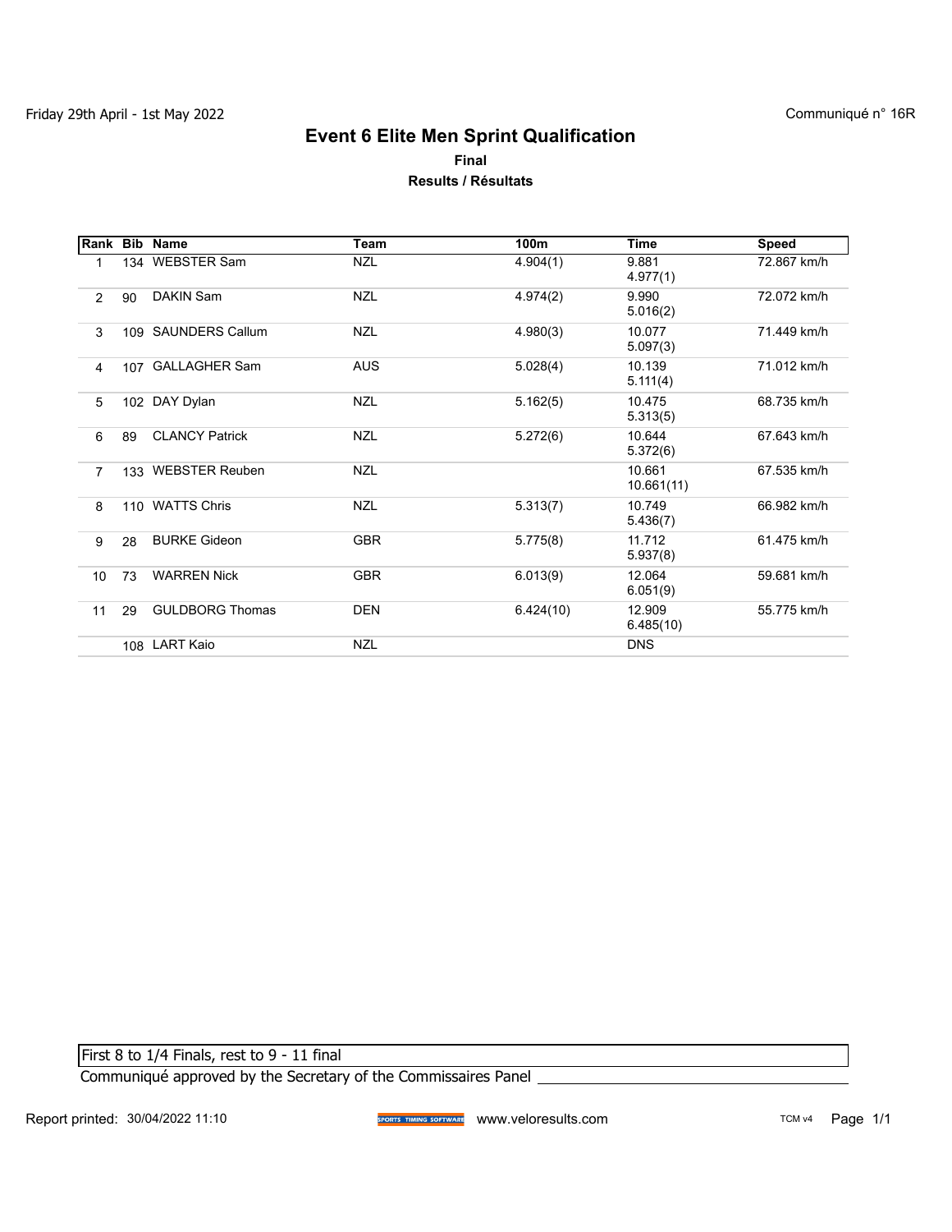Friday 29th April - 1st May 2022

Communiqué n° 16R

# Event 6 Elite Men Sprint Qualification

**Final**

**Results / Résultats**

| Rank | Bib | Name | Team | 100m | Time | Speed |
|---|---|---|---|---|---|---|
| 1 | 134 | WEBSTER Sam | NZL | 4.904(1) | 9.881 4.977(1) | 72.867 km/h |
| 2 | 90 | DAKIN Sam | NZL | 4.974(2) | 9.990 5.016(2) | 72.072 km/h |
| 3 | 109 | SAUNDERS Callum | NZL | 4.980(3) | 10.077 5.097(3) | 71.449 km/h |
| 4 | 107 | GALLAGHER Sam | AUS | 5.028(4) | 10.139 5.111(4) | 71.012 km/h |
| 5 | 102 | DAY Dylan | NZL | 5.162(5) | 10.475 5.313(5) | 68.735 km/h |
| 6 | 89 | CLANCY Patrick | NZL | 5.272(6) | 10.644 5.372(6) | 67.643 km/h |
| 7 | 133 | WEBSTER Reuben | NZL | | 10.661 10.661(11) | 67.535 km/h |
| 8 | 110 | WATTS Chris | NZL | 5.313(7) | 10.749 5.436(7) | 66.982 km/h |
| 9 | 28 | BURKE Gideon | GBR | 5.775(8) | 11.712 5.937(8) | 61.475 km/h |
| 10 | 73 | WARREN Nick | GBR | 6.013(9) | 12.064 6.051(9) | 59.681 km/h |
| 11 | 29 | GULDBORG Thomas | DEN | 6.424(10) | 12.909 6.485(10) | 55.775 km/h |
| | 108 | LART Kaio | NZL | | DNS | |

First 8 to 1/4 Finals, rest to 9 - 11 final

Communiqué approved by the Secretary of the Commissaires Panel ____________________

Report printed: 30/04/2022 11:10 www.veloresults.com TCM v4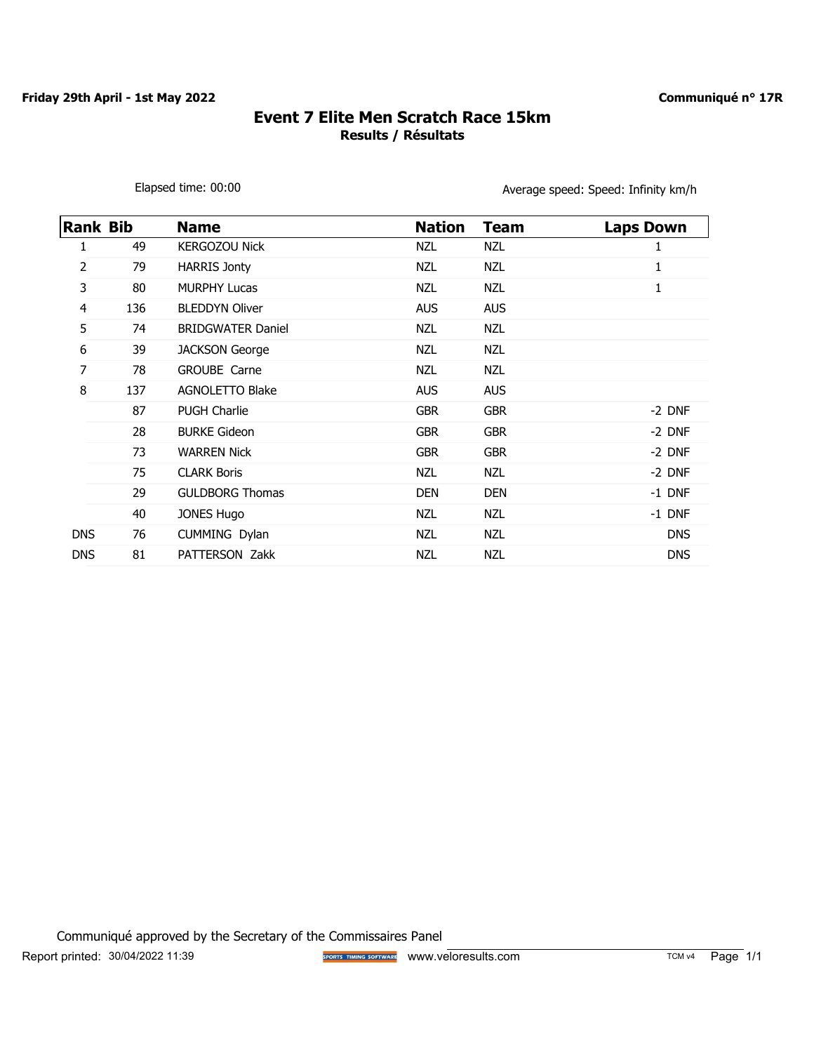**Friday 29th April - 1st May 2022**

**Communiqué n° 17R**

# Event 7 Elite Men Scratch Race 15km

**Results / Résultats**

Elapsed time: 00:00

Average speed: Speed: Infinity km/h

| Rank | Bib | Name | Nation | Team | Laps Down |
|---|---|---|---|---|---|
| 1 | 49 | KERGOZOU Nick | NZL | NZL | 1 |
| 2 | 79 | HARRIS Jonty | NZL | NZL | 1 |
| 3 | 80 | MURPHY Lucas | NZL | NZL | 1 |
| 4 | 136 | BLEDDYN Oliver | AUS | AUS | |
| 5 | 74 | BRIDGWATER Daniel | NZL | NZL | |
| 6 | 39 | JACKSON George | NZL | NZL | |
| 7 | 78 | GROUBE Carne | NZL | NZL | |
| 8 | 137 | AGNOLETTO Blake | AUS | AUS | |
| | 87 | PUGH Charlie | GBR | GBR | -2 DNF |
| | 28 | BURKE Gideon | GBR | GBR | -2 DNF |
| | 73 | WARREN Nick | GBR | GBR | -2 DNF |
| | 75 | CLARK Boris | NZL | NZL | -2 DNF |
| | 29 | GULDBORG Thomas | DEN | DEN | -1 DNF |
| | 40 | JONES Hugo | NZL | NZL | -1 DNF |
| DNS | 76 | CUMMING Dylan | NZL | NZL | DNS |
| DNS | 81 | PATTERSON Zakk | NZL | NZL | DNS |

Communiqué approved by the Secretary of the Commissaires Panel

Report printed: 30/04/2022 11:39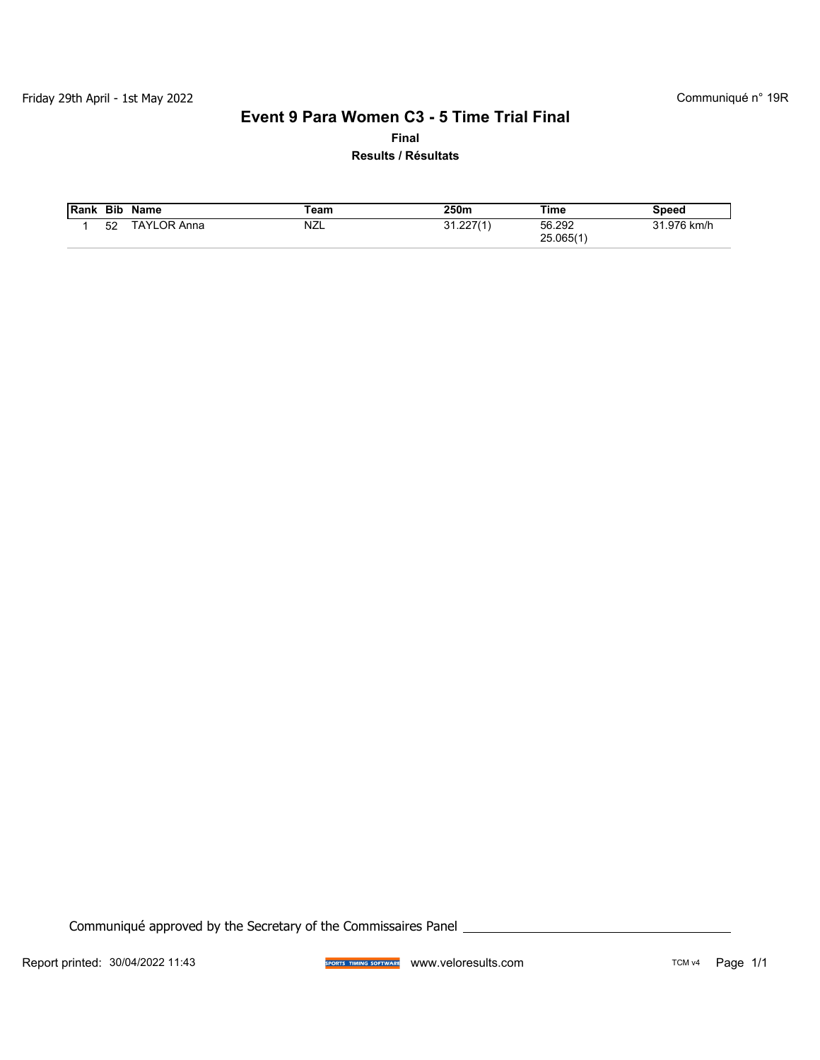Friday 29th April - 1st May 2022

Communiqué n° 19R

# Event 9 Para Women C3 - 5 Time Trial Final

**Final**

**Results / Résultats**

| Rank | Bib | Name | Team | 250m | Time | Speed |
|---|---|---|---|---|---|---|
| 1 | 52 | TAYLOR Anna | NZL | 31.227(1) | 56.292<br>25.065(1) | 31.976 km/h |

Communiqué approved by the Secretary of the Commissaires Panel ______________________

Report printed: 30/04/2022 11:43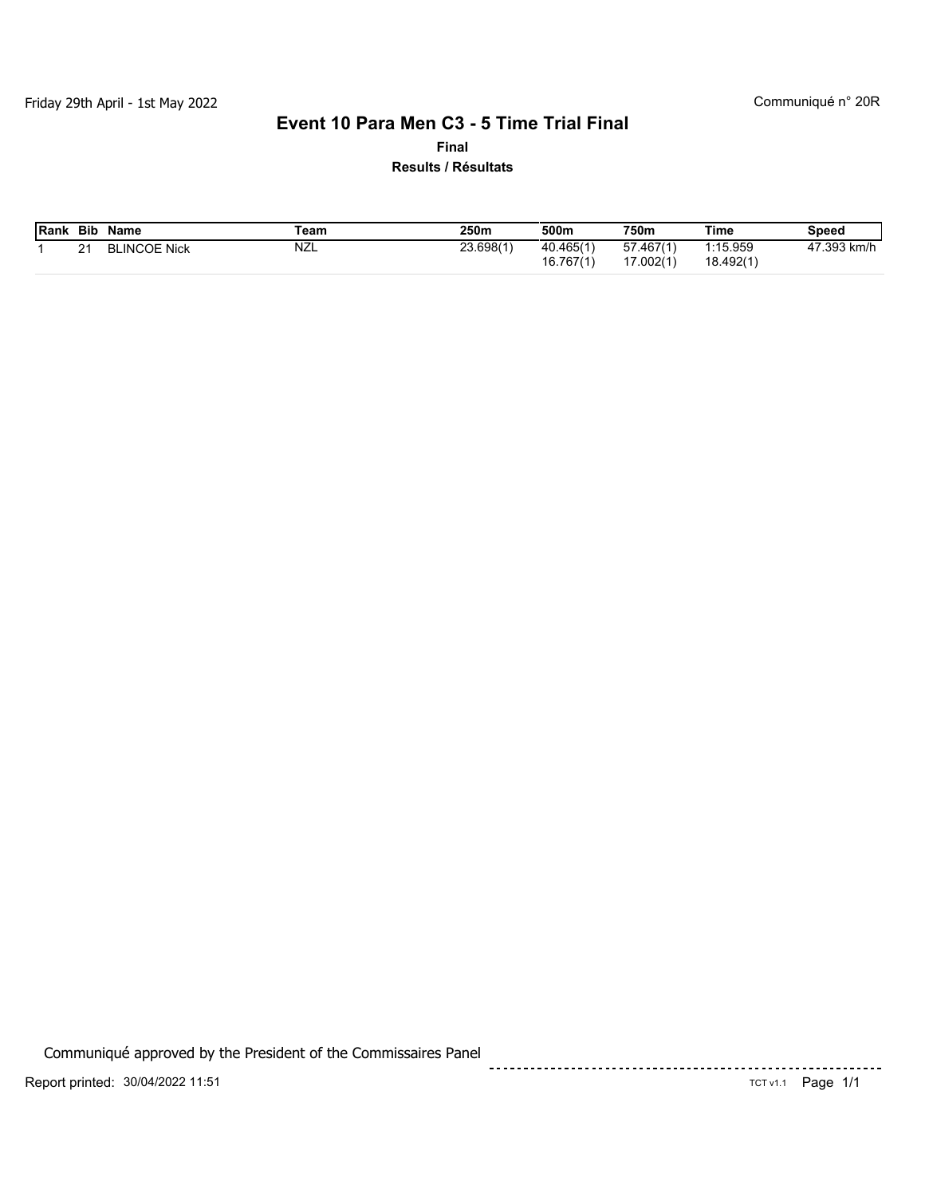Friday 29th April - 1st May 2022

Communiqué n° 20R

# Event 10 Para Men C3 - 5 Time Trial Final

**Final**

**Results / Résultats**

| Rank | Bib | Name | Team | 250m | 500m | 750m | Time | Speed |
|---|---|---|---|---|---|---|---|---|
| 1 | 21 | BLINCOE Nick | NZL | 23.698(1) | 40.465(1)<br>16.767(1) | 57.467(1)<br>17.002(1) | 1:15.959<br>18.492(1) | 47.393 km/h |

Communiqué approved by the President of the Commissaires Panel

Report printed: 30/04/2022 11:51

TCT v1.1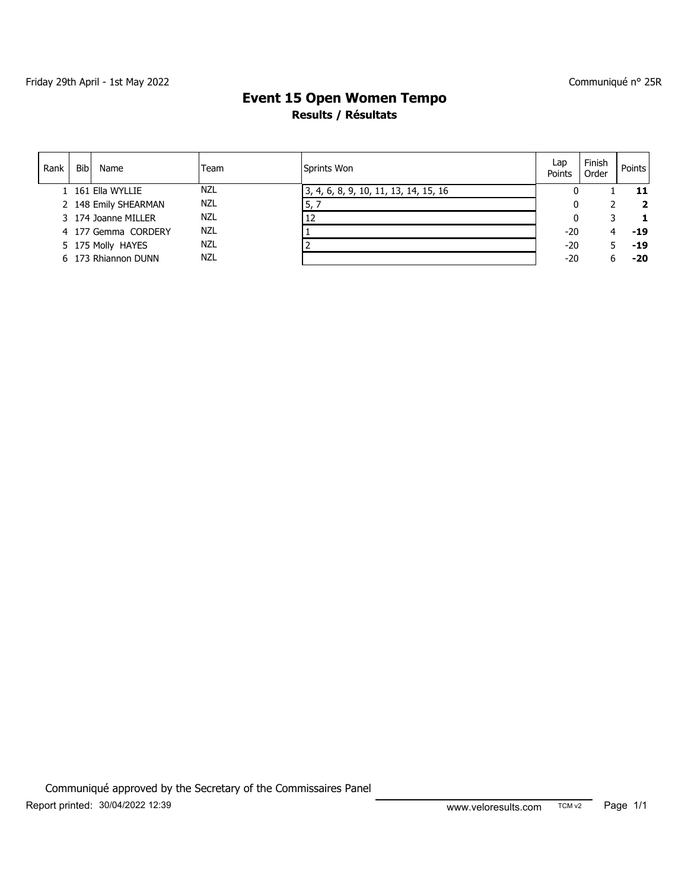Friday 29th April - 1st May 2022

Communiqué n° 25R

# Event 15 Open Women Tempo

## Results / Résultats

| Rank | Bib | Name | Team | Sprints Won | Lap Points | Finish Order | Points |
|---|---|---|---|---|---|---|---|
| 1 | 161 | Ella WYLLIE | NZL | 3, 4, 6, 8, 9, 10, 11, 13, 14, 15, 16 | 0 | 1 | **11** |
| 2 | 148 | Emily SHEARMAN | NZL | 5, 7 | 0 | 2 | **2** |
| 3 | 174 | Joanne MILLER | NZL | 12 | 0 | 3 | **1** |
| 4 | 177 | Gemma CORDERY | NZL | 1 | -20 | 4 | **-19** |
| 5 | 175 | Molly HAYES | NZL | 2 | -20 | 5 | **-19** |
| 6 | 173 | Rhiannon DUNN | NZL | | -20 | 6 | **-20** |

Communiqué approved by the Secretary of the Commissaires Panel

Report printed: 30/04/2022 12:39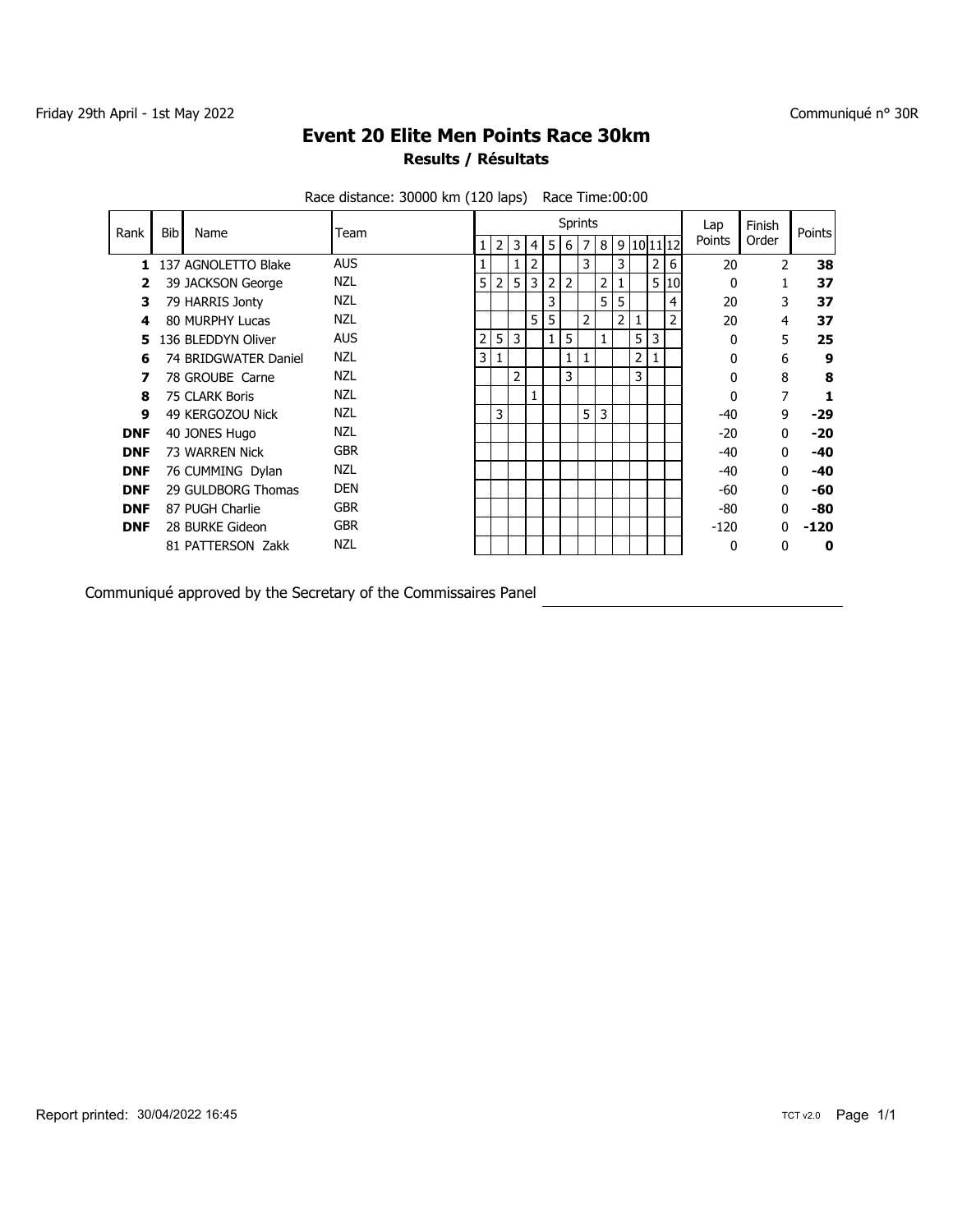Friday 29th April - 1st May 2022

Communiqué n° 30R

# Event 20 Elite Men Points Race 30km

## Results / Résultats

Race distance: 30000 km (120 laps)    Race Time:00:00

| Rank | Bib | Name | Team | Sprints | | | | | | | | | | | | Lap Points | Finish Order | Points |
|---|---|---|---|---|---|---|---|---|---|---|---|---|---|---|---|---|---|---|
| | | | | 1 | 2 | 3 | 4 | 5 | 6 | 7 | 8 | 9 | 10 | 11 | 12 | | | |
| **1** | 137 | AGNOLETTO Blake | AUS | 1 | | 1 | 2 | | | 3 | | 3 | | 2 | 6 | 20 | 2 | **38** |
| **2** | 39 | JACKSON George | NZL | 5 | 2 | 5 | 3 | 2 | 2 | | 2 | 1 | | 5 | 10 | 0 | 1 | **37** |
| **3** | 79 | HARRIS Jonty | NZL | | | | | 3 | | | 5 | 5 | | | 4 | 20 | 3 | **37** |
| **4** | 80 | MURPHY Lucas | NZL | | | | 5 | 5 | | 2 | | 2 | 1 | | 2 | 20 | 4 | **37** |
| **5** | 136 | BLEDDYN Oliver | AUS | 2 | 5 | 3 | | 1 | 5 | | 1 | | 5 | 3 | | 0 | 5 | **25** |
| **6** | 74 | BRIDGWATER Daniel | NZL | 3 | 1 | | | | 1 | 1 | | | 2 | 1 | | 0 | 6 | **9** |
| **7** | 78 | GROUBE Carne | NZL | | | 2 | | | 3 | | | | 3 | | | 0 | 8 | **8** |
| **8** | 75 | CLARK Boris | NZL | | | | 1 | | | | | | | | | 0 | 7 | **1** |
| **9** | 49 | KERGOZOU Nick | NZL | | 3 | | | | | 5 | 3 | | | | | -40 | 9 | **-29** |
| **DNF** | 40 | JONES Hugo | NZL | | | | | | | | | | | | | -20 | 0 | **-20** |
| **DNF** | 73 | WARREN Nick | GBR | | | | | | | | | | | | | -40 | 0 | **-40** |
| **DNF** | 76 | CUMMING Dylan | NZL | | | | | | | | | | | | | -40 | 0 | **-40** |
| **DNF** | 29 | GULDBORG Thomas | DEN | | | | | | | | | | | | | -60 | 0 | **-60** |
| **DNF** | 87 | PUGH Charlie | GBR | | | | | | | | | | | | | -80 | 0 | **-80** |
| **DNF** | 28 | BURKE Gideon | GBR | | | | | | | | | | | | | -120 | 0 | **-120** |
| | 81 | PATTERSON Zakk | NZL | | | | | | | | | | | | | 0 | 0 | **0** |

Communiqué approved by the Secretary of the Commissaires Panel ______________________

Report printed: 30/04/2022 16:45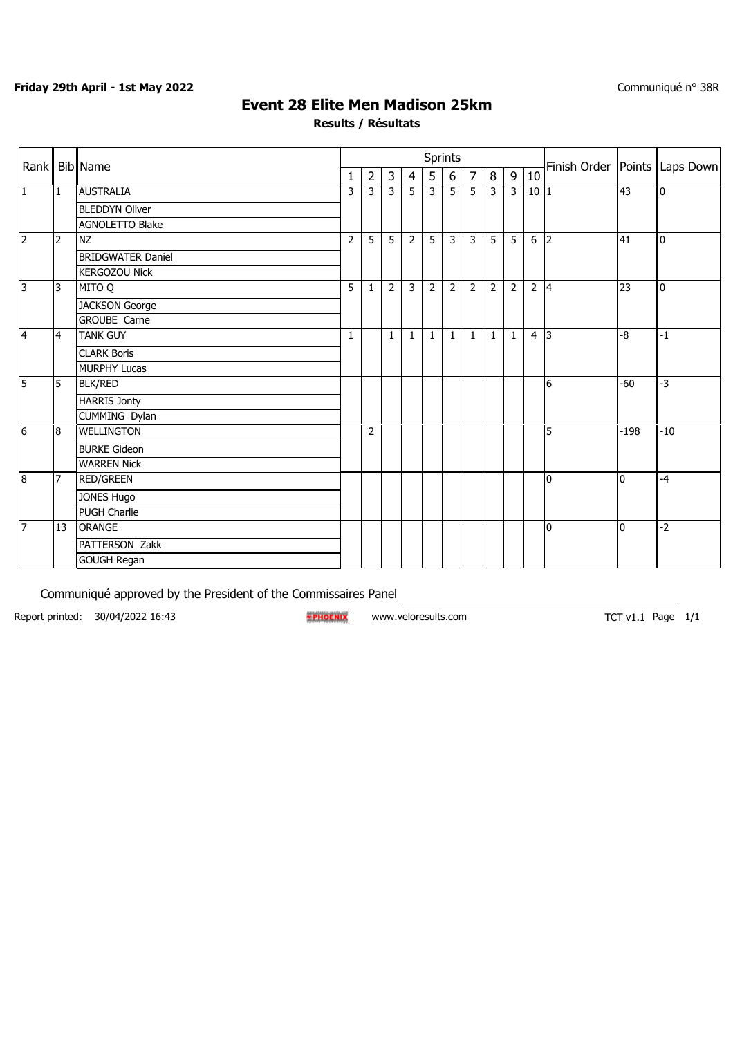**Friday 29th April - 1st May 2022**

Communiqué n° 38R

# Event 28 Elite Men Madison 25km

**Results / Résultats**

| Rank | Bib | Name | Sprints | | | | | | | | | | Finish Order | Points | Laps Down |
|---|---|---|---|---|---|---|---|---|---|---|---|---|---|---|---|
| | | | 1 | 2 | 3 | 4 | 5 | 6 | 7 | 8 | 9 | 10 | | | |
| 1 | 1 | AUSTRALIA | 3 | 3 | 3 | 5 | 3 | 5 | 5 | 3 | 3 | 10 | 1 | 43 | 0 |
| | | BLEDDYN Oliver | | | | | | | | | | | | | |
| | | AGNOLETTO Blake | | | | | | | | | | | | | |
| 2 | 2 | NZ | 2 | 5 | 5 | 2 | 5 | 3 | 3 | 5 | 5 | 6 | 2 | 41 | 0 |
| | | BRIDGWATER Daniel | | | | | | | | | | | | | |
| | | KERGOZOU Nick | | | | | | | | | | | | | |
| 3 | 3 | MITO Q | 5 | 1 | 2 | 3 | 2 | 2 | 2 | 2 | 2 | 2 | 4 | 23 | 0 |
| | | JACKSON George | | | | | | | | | | | | | |
| | | GROUBE Carne | | | | | | | | | | | | | |
| 4 | 4 | TANK GUY | 1 | | 1 | 1 | 1 | 1 | 1 | 1 | 1 | 4 | 3 | -8 | -1 |
| | | CLARK Boris | | | | | | | | | | | | | |
| | | MURPHY Lucas | | | | | | | | | | | | | |
| 5 | 5 | BLK/RED | | | | | | | | | | | 6 | -60 | -3 |
| | | HARRIS Jonty | | | | | | | | | | | | | |
| | | CUMMING Dylan | | | | | | | | | | | | | |
| 6 | 8 | WELLINGTON | | 2 | | | | | | | | | 5 | -198 | -10 |
| | | BURKE Gideon | | | | | | | | | | | | | |
| | | WARREN Nick | | | | | | | | | | | | | |
| 8 | 7 | RED/GREEN | | | | | | | | | | | 0 | 0 | -4 |
| | | JONES Hugo | | | | | | | | | | | | | |
| | | PUGH Charlie | | | | | | | | | | | | | |
| 7 | 13 | ORANGE | | | | | | | | | | | 0 | 0 | -2 |
| | | PATTERSON Zakk | | | | | | | | | | | | | |
| | | GOUGH Regan | | | | | | | | | | | | | |

Communiqué approved by the President of the Commissaires Panel

Report printed: 30/04/2022 16:43 www.veloresults.com TCT v1.1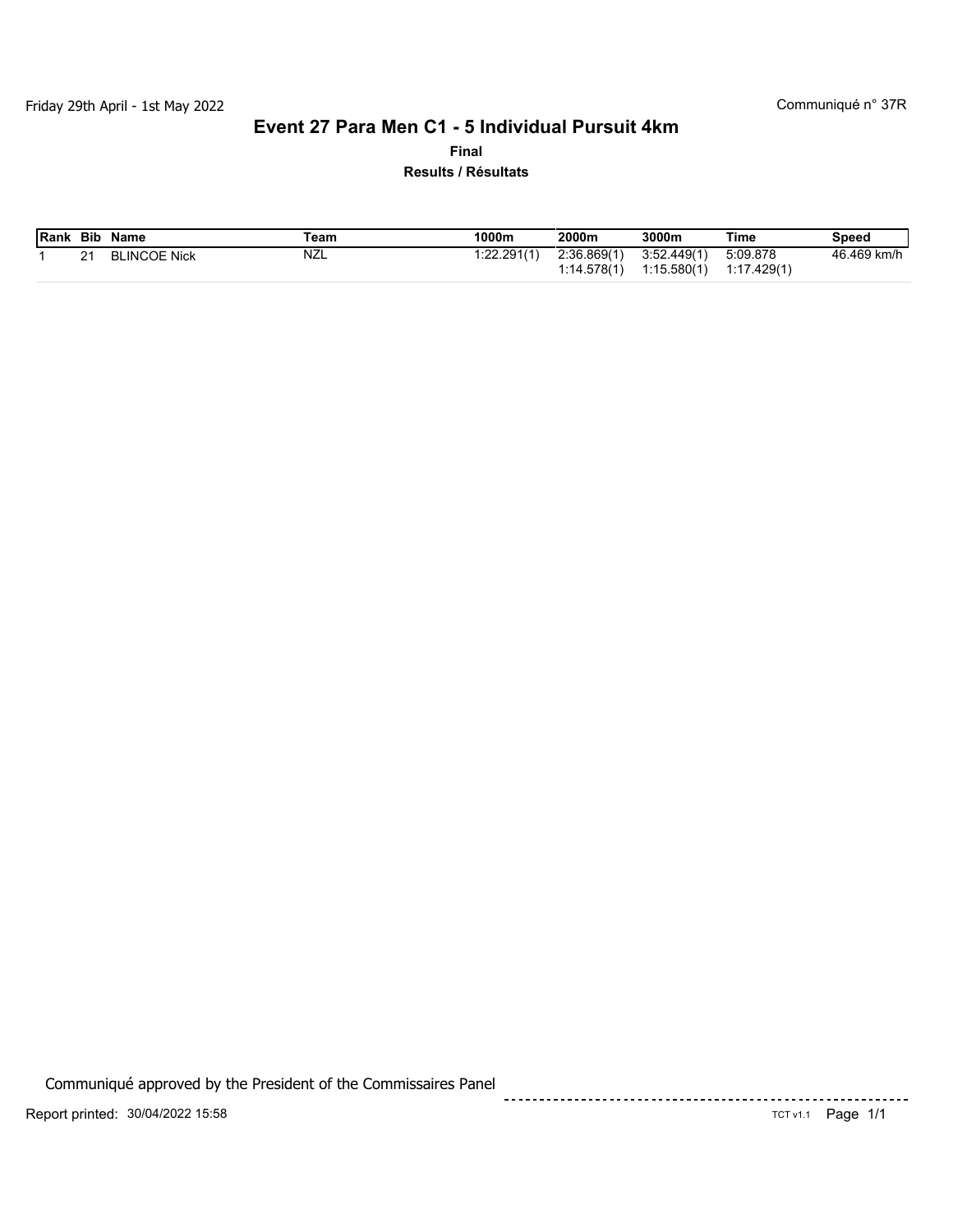Friday 29th April - 1st May 2022

Communiqué n° 37R

# Event 27 Para Men C1 - 5 Individual Pursuit 4km

**Final**

**Results / Résultats**

| Rank | Bib | Name | Team | 1000m | 2000m | 3000m | Time | Speed |
|---|---|---|---|---|---|---|---|---|
| 1 | 21 | BLINCOE Nick | NZL | 1:22.291(1) | 2:36.869(1) 1:14.578(1) | 3:52.449(1) 1:15.580(1) | 5:09.878 1:17.429(1) | 46.469 km/h |

Communiqué approved by the President of the Commissaires Panel

Report printed: 30/04/2022 15:58